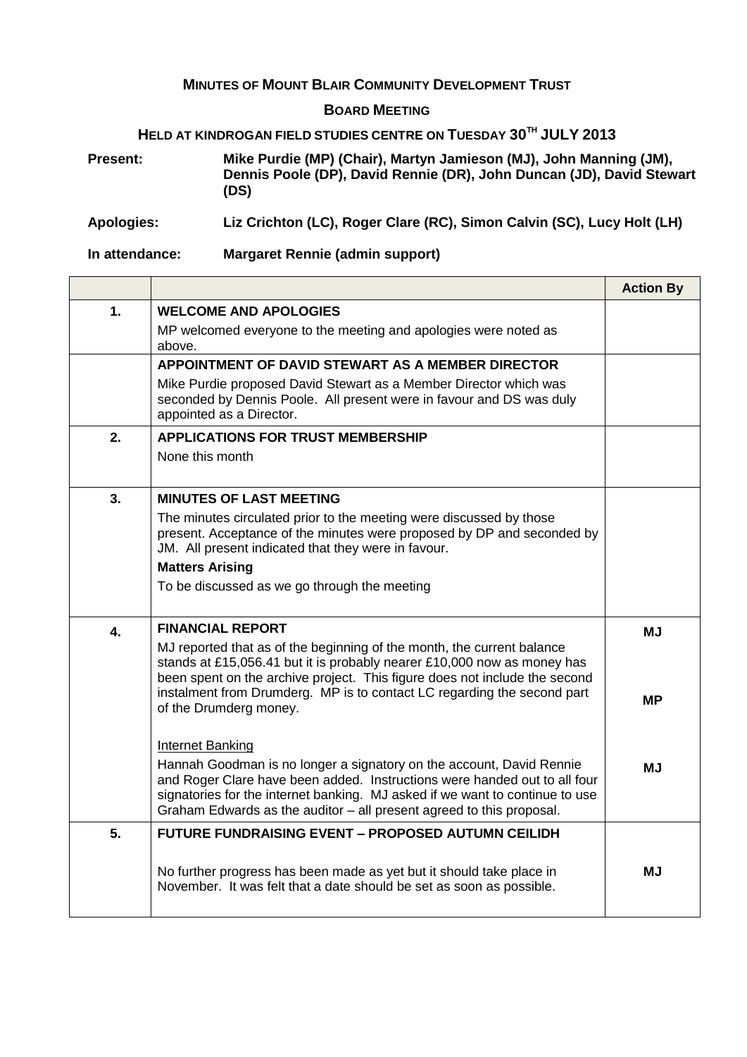**MINUTES OF MOUNT BLAIR COMMUNITY DEVELOPMENT TRUST**

**BOARD MEETING**

**HELD AT KINDROGAN FIELD STUDIES CENTRE ON TUESDAY 30TH JULY 2013**

**Present:** **Mike Purdie (MP) (Chair), Martyn Jamieson (MJ), John Manning (JM), Dennis Poole (DP), David Rennie (DR), John Duncan (JD), David Stewart (DS)**

**Apologies:** **Liz Crichton (LC), Roger Clare (RC), Simon Calvin (SC), Lucy Holt (LH)**

**In attendance:** **Margaret Rennie (admin support)**

| | | Action By |
|---|---|---|
| 1. | **WELCOME AND APOLOGIES**<br>MP welcomed everyone to the meeting and apologies were noted as above. | |
| | **APPOINTMENT OF DAVID STEWART AS A MEMBER DIRECTOR**<br>Mike Purdie proposed David Stewart as a Member Director which was seconded by Dennis Poole. All present were in favour and DS was duly appointed as a Director. | |
| 2. | **APPLICATIONS FOR TRUST MEMBERSHIP**<br>None this month | |
| 3. | **MINUTES OF LAST MEETING**<br>The minutes circulated prior to the meeting were discussed by those present. Acceptance of the minutes were proposed by DP and seconded by JM. All present indicated that they were in favour.<br>**Matters Arising**<br>To be discussed as we go through the meeting | |
| 4. | **FINANCIAL REPORT**<br>MJ reported that as of the beginning of the month, the current balance stands at £15,056.41 but it is probably nearer £10,000 now as money has been spent on the archive project. This figure does not include the second instalment from Drumderg. MP is to contact LC regarding the second part of the Drumderg money.<br><br>Internet Banking<br>Hannah Goodman is no longer a signatory on the account, David Rennie and Roger Clare have been added. Instructions were handed out to all four signatories for the internet banking. MJ asked if we want to continue to use Graham Edwards as the auditor – all present agreed to this proposal. | **MJ**<br><br>**MP**<br><br>**MJ** |
| 5. | **FUTURE FUNDRAISING EVENT – PROPOSED AUTUMN CEILIDH**<br><br>No further progress has been made as yet but it should take place in November. It was felt that a date should be set as soon as possible. | **MJ** |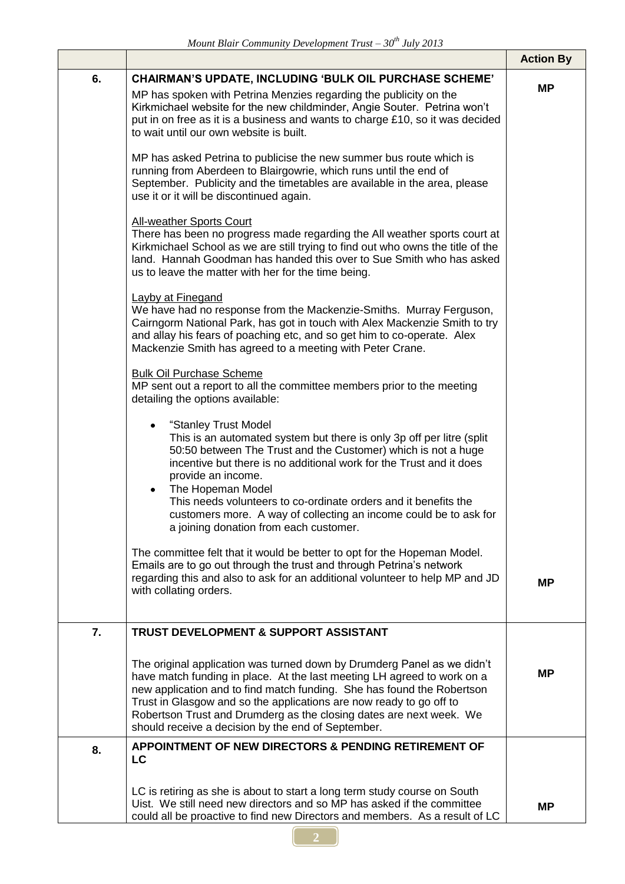| | | Action By |
|---|---|---|
| 6. | **CHAIRMAN'S UPDATE, INCLUDING 'BULK OIL PURCHASE SCHEME'**<br><br>MP has spoken with Petrina Menzies regarding the publicity on the Kirkmichael website for the new childminder, Angie Souter. Petrina won't put in on free as it is a business and wants to charge £10, so it was decided to wait until our own website is built.<br><br>MP has asked Petrina to publicise the new summer bus route which is running from Aberdeen to Blairgowrie, which runs until the end of September. Publicity and the timetables are available in the area, please use it or it will be discontinued again.<br><br><u>All-weather Sports Court</u><br>There has been no progress made regarding the All weather sports court at Kirkmichael School as we are still trying to find out who owns the title of the land. Hannah Goodman has handed this over to Sue Smith who has asked us to leave the matter with her for the time being.<br><br><u>Layby at Finegand</u><br>We have had no response from the Mackenzie-Smiths. Murray Ferguson, Cairngorm National Park, has got in touch with Alex Mackenzie Smith to try and allay his fears of poaching etc, and so get him to co-operate. Alex Mackenzie Smith has agreed to a meeting with Peter Crane.<br><br><u>Bulk Oil Purchase Scheme</u><br>MP sent out a report to all the committee members prior to the meeting detailing the options available:<br><br>• "Stanley Trust Model<br>This is an automated system but there is only 3p off per litre (split 50:50 between The Trust and the Customer) which is not a huge incentive but there is no additional work for the Trust and it does provide an income.<br>• The Hopeman Model<br>This needs volunteers to co-ordinate orders and it benefits the customers more. A way of collecting an income could be to ask for a joining donation from each customer.<br><br>The committee felt that it would be better to opt for the Hopeman Model. Emails are to go out through the trust and through Petrina's network regarding this and also to ask for an additional volunteer to help MP and JD with collating orders. | **MP**<br><br><br><br><br><br><br><br><br><br><br><br><br><br><br><br><br><br><br><br><br><br><br><br><br><br>**MP** |
| 7. | **TRUST DEVELOPMENT & SUPPORT ASSISTANT**<br><br>The original application was turned down by Drumderg Panel as we didn't have match funding in place. At the last meeting LH agreed to work on a new application and to find match funding. She has found the Robertson Trust in Glasgow and so the applications are now ready to go off to Robertson Trust and Drumderg as the closing dates are next week. We should receive a decision by the end of September. | **MP** |
| 8. | **APPOINTMENT OF NEW DIRECTORS & PENDING RETIREMENT OF LC**<br><br>LC is retiring as she is about to start a long term study course on South Uist. We still need new directors and so MP has asked if the committee could all be proactive to find new Directors and members. As a result of LC | **MP** |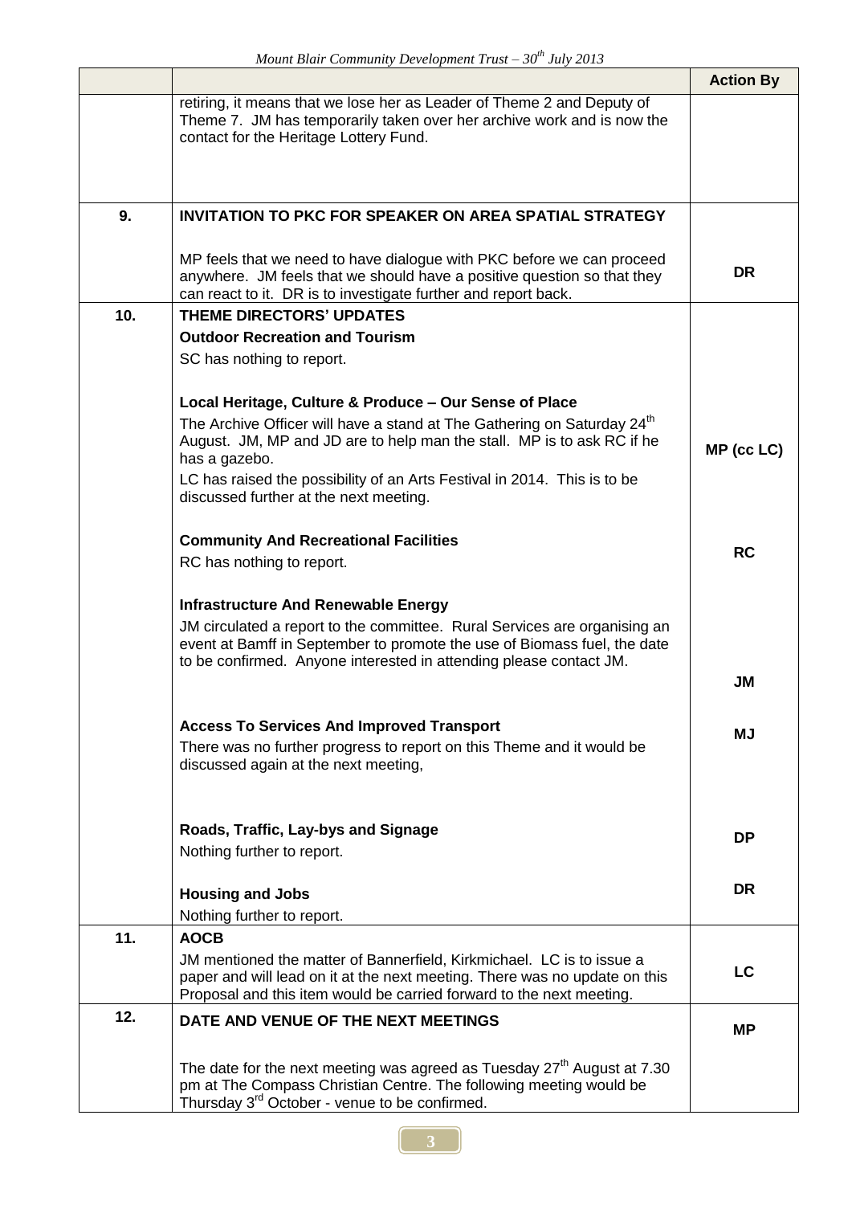| | | Action By |
|---|---|---|
| | retiring, it means that we lose her as Leader of Theme 2 and Deputy of Theme 7. JM has temporarily taken over her archive work and is now the contact for the Heritage Lottery Fund. | |
| **9.** | **INVITATION TO PKC FOR SPEAKER ON AREA SPATIAL STRATEGY** | |
| | MP feels that we need to have dialogue with PKC before we can proceed anywhere. JM feels that we should have a positive question so that they can react to it. DR is to investigate further and report back. | **DR** |
| **10.** | **THEME DIRECTORS' UPDATES**<br>**Outdoor Recreation and Tourism**<br>SC has nothing to report.<br><br>**Local Heritage, Culture & Produce – Our Sense of Place**<br>The Archive Officer will have a stand at The Gathering on Saturday 24th August. JM, MP and JD are to help man the stall. MP is to ask RC if he has a gazebo.<br>LC has raised the possibility of an Arts Festival in 2014. This is to be discussed further at the next meeting.<br><br>**Community And Recreational Facilities**<br>RC has nothing to report.<br><br>**Infrastructure And Renewable Energy**<br>JM circulated a report to the committee. Rural Services are organising an event at Bamff in September to promote the use of Biomass fuel, the date to be confirmed. Anyone interested in attending please contact JM.<br><br>**Access To Services And Improved Transport**<br>There was no further progress to report on this Theme and it would be discussed again at the next meeting,<br><br>**Roads, Traffic, Lay-bys and Signage**<br>Nothing further to report.<br><br>**Housing and Jobs**<br>Nothing further to report. | **MP (cc LC)**<br><br>**RC**<br><br>**JM**<br><br>**MJ**<br><br>**DP**<br><br>**DR** |
| **11.** | **AOCB**<br>JM mentioned the matter of Bannerfield, Kirkmichael. LC is to issue a paper and will lead on it at the next meeting. There was no update on this Proposal and this item would be carried forward to the next meeting. | **LC** |
| **12.** | **DATE AND VENUE OF THE NEXT MEETINGS**<br><br>The date for the next meeting was agreed as Tuesday 27th August at 7.30 pm at The Compass Christian Centre. The following meeting would be Thursday 3rd October - venue to be confirmed. | **MP** |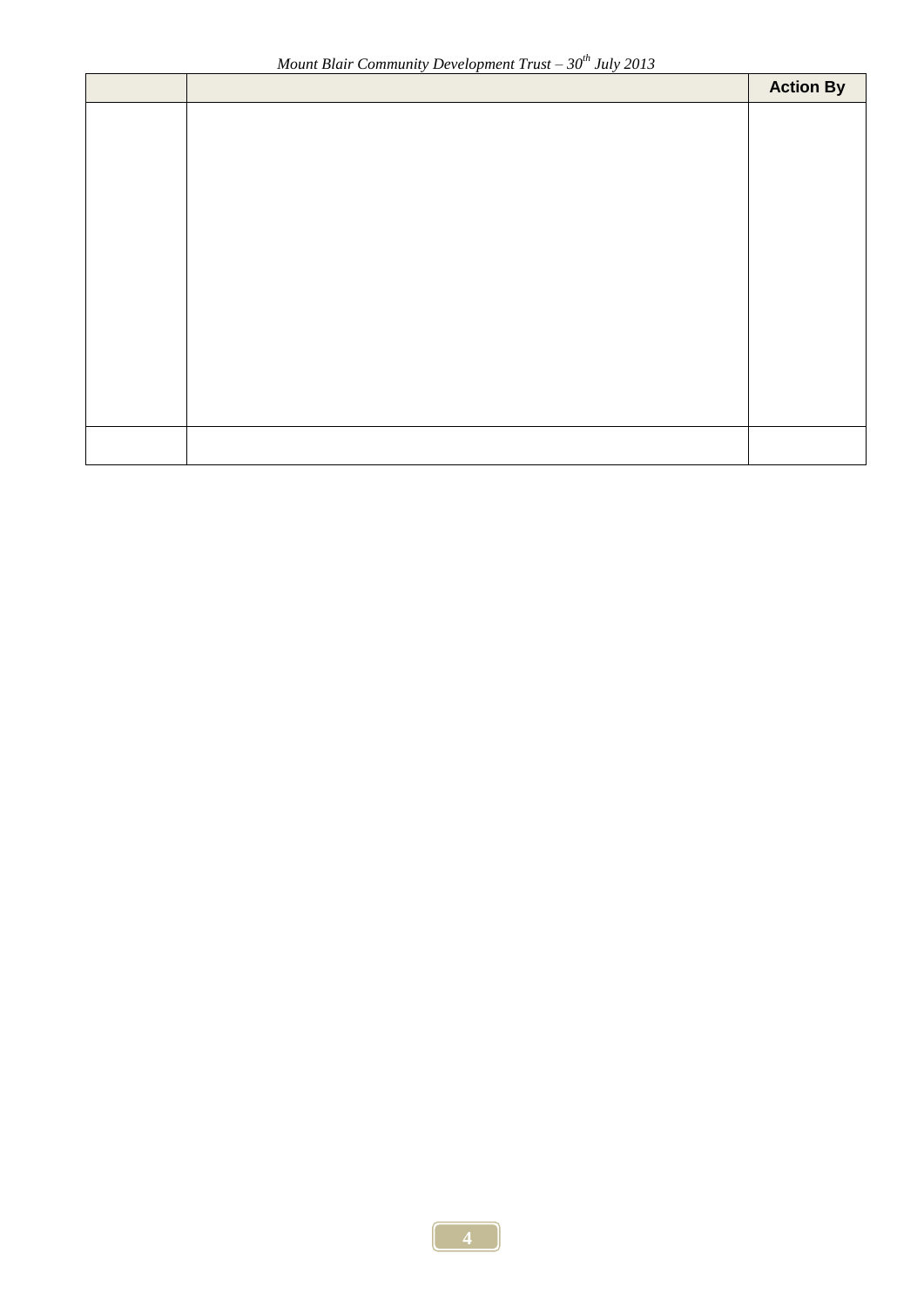| | | Action By |
|---|---|---|
| | | |
| | | |